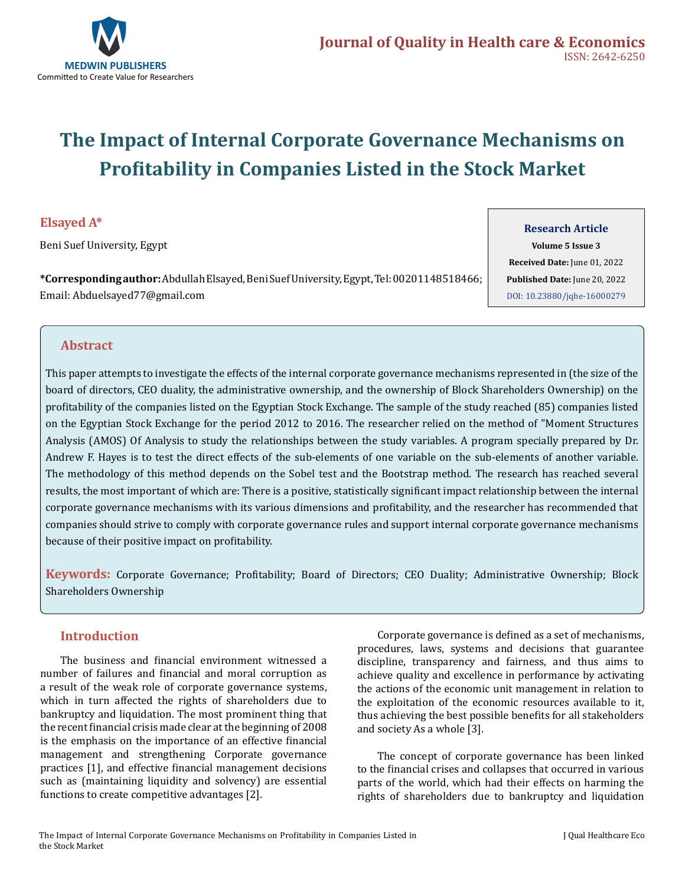# The Impact of Internal Corporate Governance Mechanisms on Profitability in Companies Listed in the Stock Market

**Elsayed A***

Beni Suef University, Egypt

***Corresponding author:** Abdullah Elsayed, Beni Suef University, Egypt, Tel: 00201148518466; Email: Abduelsayed77@gmail.com

**Research Article**

**Volume 5 Issue 3**

**Received Date:** June 01, 2022

**Published Date:** June 20, 2022

DOI: 10.23880/jqhe-16000279

## Abstract

This paper attempts to investigate the effects of the internal corporate governance mechanisms represented in (the size of the board of directors, CEO duality, the administrative ownership, and the ownership of Block Shareholders Ownership) on the profitability of the companies listed on the Egyptian Stock Exchange. The sample of the study reached (85) companies listed on the Egyptian Stock Exchange for the period 2012 to 2016. The researcher relied on the method of "Moment Structures Analysis (AMOS) Of Analysis to study the relationships between the study variables. A program specially prepared by Dr. Andrew F. Hayes is to test the direct effects of the sub-elements of one variable on the sub-elements of another variable. The methodology of this method depends on the Sobel test and the Bootstrap method. The research has reached several results, the most important of which are: There is a positive, statistically significant impact relationship between the internal corporate governance mechanisms with its various dimensions and profitability, and the researcher has recommended that companies should strive to comply with corporate governance rules and support internal corporate governance mechanisms because of their positive impact on profitability.

**Keywords:** Corporate Governance; Profitability; Board of Directors; CEO Duality; Administrative Ownership; Block Shareholders Ownership

## Introduction

The business and financial environment witnessed a number of failures and financial and moral corruption as a result of the weak role of corporate governance systems, which in turn affected the rights of shareholders due to bankruptcy and liquidation. The most prominent thing that the recent financial crisis made clear at the beginning of 2008 is the emphasis on the importance of an effective financial management and strengthening Corporate governance practices [1], and effective financial management decisions such as (maintaining liquidity and solvency) are essential functions to create competitive advantages [2].

Corporate governance is defined as a set of mechanisms, procedures, laws, systems and decisions that guarantee discipline, transparency and fairness, and thus aims to achieve quality and excellence in performance by activating the actions of the economic unit management in relation to the exploitation of the economic resources available to it, thus achieving the best possible benefits for all stakeholders and society As a whole [3].

The concept of corporate governance has been linked to the financial crises and collapses that occurred in various parts of the world, which had their effects on harming the rights of shareholders due to bankruptcy and liquidation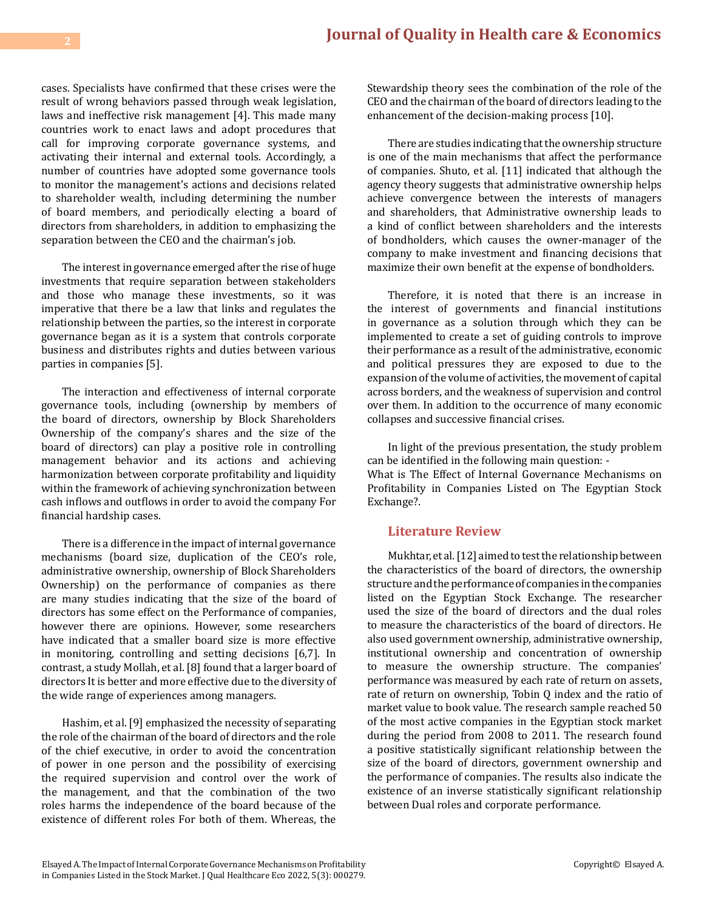cases. Specialists have confirmed that these crises were the result of wrong behaviors passed through weak legislation, laws and ineffective risk management [4]. This made many countries work to enact laws and adopt procedures that call for improving corporate governance systems, and activating their internal and external tools. Accordingly, a number of countries have adopted some governance tools to monitor the management's actions and decisions related to shareholder wealth, including determining the number of board members, and periodically electing a board of directors from shareholders, in addition to emphasizing the separation between the CEO and the chairman's job.

The interest in governance emerged after the rise of huge investments that require separation between stakeholders and those who manage these investments, so it was imperative that there be a law that links and regulates the relationship between the parties, so the interest in corporate governance began as it is a system that controls corporate business and distributes rights and duties between various parties in companies [5].

The interaction and effectiveness of internal corporate governance tools, including (ownership by members of the board of directors, ownership by Block Shareholders Ownership of the company's shares and the size of the board of directors) can play a positive role in controlling management behavior and its actions and achieving harmonization between corporate profitability and liquidity within the framework of achieving synchronization between cash inflows and outflows in order to avoid the company For financial hardship cases.

There is a difference in the impact of internal governance mechanisms (board size, duplication of the CEO's role, administrative ownership, ownership of Block Shareholders Ownership) on the performance of companies as there are many studies indicating that the size of the board of directors has some effect on the Performance of companies, however there are opinions. However, some researchers have indicated that a smaller board size is more effective in monitoring, controlling and setting decisions [6,7]. In contrast, a study Mollah, et al. [8] found that a larger board of directors It is better and more effective due to the diversity of the wide range of experiences among managers.

Hashim, et al. [9] emphasized the necessity of separating the role of the chairman of the board of directors and the role of the chief executive, in order to avoid the concentration of power in one person and the possibility of exercising the required supervision and control over the work of the management, and that the combination of the two roles harms the independence of the board because of the existence of different roles For both of them. Whereas, the Stewardship theory sees the combination of the role of the CEO and the chairman of the board of directors leading to the enhancement of the decision-making process [10].

There are studies indicating that the ownership structure is one of the main mechanisms that affect the performance of companies. Shuto, et al. [11] indicated that although the agency theory suggests that administrative ownership helps achieve convergence between the interests of managers and shareholders, that Administrative ownership leads to a kind of conflict between shareholders and the interests of bondholders, which causes the owner-manager of the company to make investment and financing decisions that maximize their own benefit at the expense of bondholders.

Therefore, it is noted that there is an increase in the interest of governments and financial institutions in governance as a solution through which they can be implemented to create a set of guiding controls to improve their performance as a result of the administrative, economic and political pressures they are exposed to due to the expansion of the volume of activities, the movement of capital across borders, and the weakness of supervision and control over them. In addition to the occurrence of many economic collapses and successive financial crises.

In light of the previous presentation, the study problem can be identified in the following main question: -
What is The Effect of Internal Governance Mechanisms on Profitability in Companies Listed on The Egyptian Stock Exchange?.

## Literature Review

Mukhtar, et al. [12] aimed to test the relationship between the characteristics of the board of directors, the ownership structure and the performance of companies in the companies listed on the Egyptian Stock Exchange. The researcher used the size of the board of directors and the dual roles to measure the characteristics of the board of directors. He also used government ownership, administrative ownership, institutional ownership and concentration of ownership to measure the ownership structure. The companies' performance was measured by each rate of return on assets, rate of return on ownership, Tobin Q index and the ratio of market value to book value. The research sample reached 50 of the most active companies in the Egyptian stock market during the period from 2008 to 2011. The research found a positive statistically significant relationship between the size of the board of directors, government ownership and the performance of companies. The results also indicate the existence of an inverse statistically significant relationship between Dual roles and corporate performance.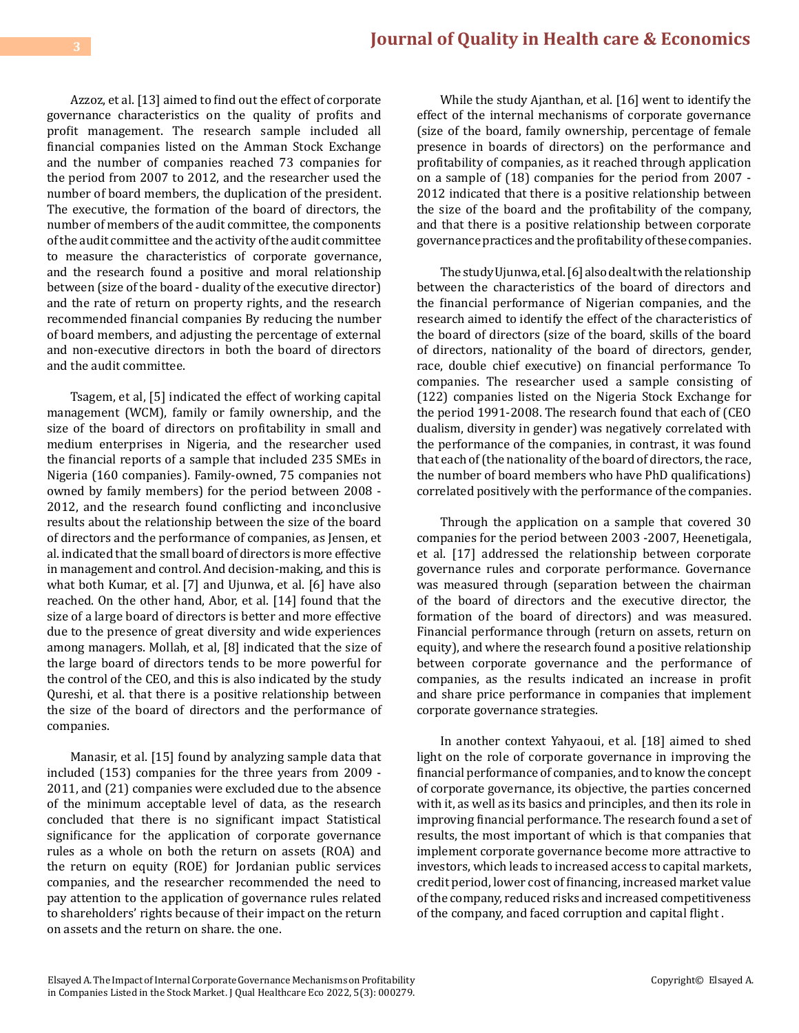Azzoz, et al. [13] aimed to find out the effect of corporate governance characteristics on the quality of profits and profit management. The research sample included all financial companies listed on the Amman Stock Exchange and the number of companies reached 73 companies for the period from 2007 to 2012, and the researcher used the number of board members, the duplication of the president. The executive, the formation of the board of directors, the number of members of the audit committee, the components of the audit committee and the activity of the audit committee to measure the characteristics of corporate governance, and the research found a positive and moral relationship between (size of the board - duality of the executive director) and the rate of return on property rights, and the research recommended financial companies By reducing the number of board members, and adjusting the percentage of external and non-executive directors in both the board of directors and the audit committee.

Tsagem, et al, [5] indicated the effect of working capital management (WCM), family or family ownership, and the size of the board of directors on profitability in small and medium enterprises in Nigeria, and the researcher used the financial reports of a sample that included 235 SMEs in Nigeria (160 companies). Family-owned, 75 companies not owned by family members) for the period between 2008 - 2012, and the research found conflicting and inconclusive results about the relationship between the size of the board of directors and the performance of companies, as Jensen, et al. indicated that the small board of directors is more effective in management and control. And decision-making, and this is what both Kumar, et al. [7] and Ujunwa, et al. [6] have also reached. On the other hand, Abor, et al. [14] found that the size of a large board of directors is better and more effective due to the presence of great diversity and wide experiences among managers. Mollah, et al, [8] indicated that the size of the large board of directors tends to be more powerful for the control of the CEO, and this is also indicated by the study Qureshi, et al. that there is a positive relationship between the size of the board of directors and the performance of companies.

Manasir, et al. [15] found by analyzing sample data that included (153) companies for the three years from 2009 - 2011, and (21) companies were excluded due to the absence of the minimum acceptable level of data, as the research concluded that there is no significant impact Statistical significance for the application of corporate governance rules as a whole on both the return on assets (ROA) and the return on equity (ROE) for Jordanian public services companies, and the researcher recommended the need to pay attention to the application of governance rules related to shareholders' rights because of their impact on the return on assets and the return on share. the one.

While the study Ajanthan, et al. [16] went to identify the effect of the internal mechanisms of corporate governance (size of the board, family ownership, percentage of female presence in boards of directors) on the performance and profitability of companies, as it reached through application on a sample of (18) companies for the period from 2007 - 2012 indicated that there is a positive relationship between the size of the board and the profitability of the company, and that there is a positive relationship between corporate governance practices and the profitability of these companies.

The study Ujunwa, et al. [6] also dealt with the relationship between the characteristics of the board of directors and the financial performance of Nigerian companies, and the research aimed to identify the effect of the characteristics of the board of directors (size of the board, skills of the board of directors, nationality of the board of directors, gender, race, double chief executive) on financial performance To companies. The researcher used a sample consisting of (122) companies listed on the Nigeria Stock Exchange for the period 1991-2008. The research found that each of (CEO dualism, diversity in gender) was negatively correlated with the performance of the companies, in contrast, it was found that each of (the nationality of the board of directors, the race, the number of board members who have PhD qualifications) correlated positively with the performance of the companies.

Through the application on a sample that covered 30 companies for the period between 2003 -2007, Heenetigala, et al. [17] addressed the relationship between corporate governance rules and corporate performance. Governance was measured through (separation between the chairman of the board of directors and the executive director, the formation of the board of directors) and was measured. Financial performance through (return on assets, return on equity), and where the research found a positive relationship between corporate governance and the performance of companies, as the results indicated an increase in profit and share price performance in companies that implement corporate governance strategies.

In another context Yahyaoui, et al. [18] aimed to shed light on the role of corporate governance in improving the financial performance of companies, and to know the concept of corporate governance, its objective, the parties concerned with it, as well as its basics and principles, and then its role in improving financial performance. The research found a set of results, the most important of which is that companies that implement corporate governance become more attractive to investors, which leads to increased access to capital markets, credit period, lower cost of financing, increased market value of the company, reduced risks and increased competitiveness of the company, and faced corruption and capital flight .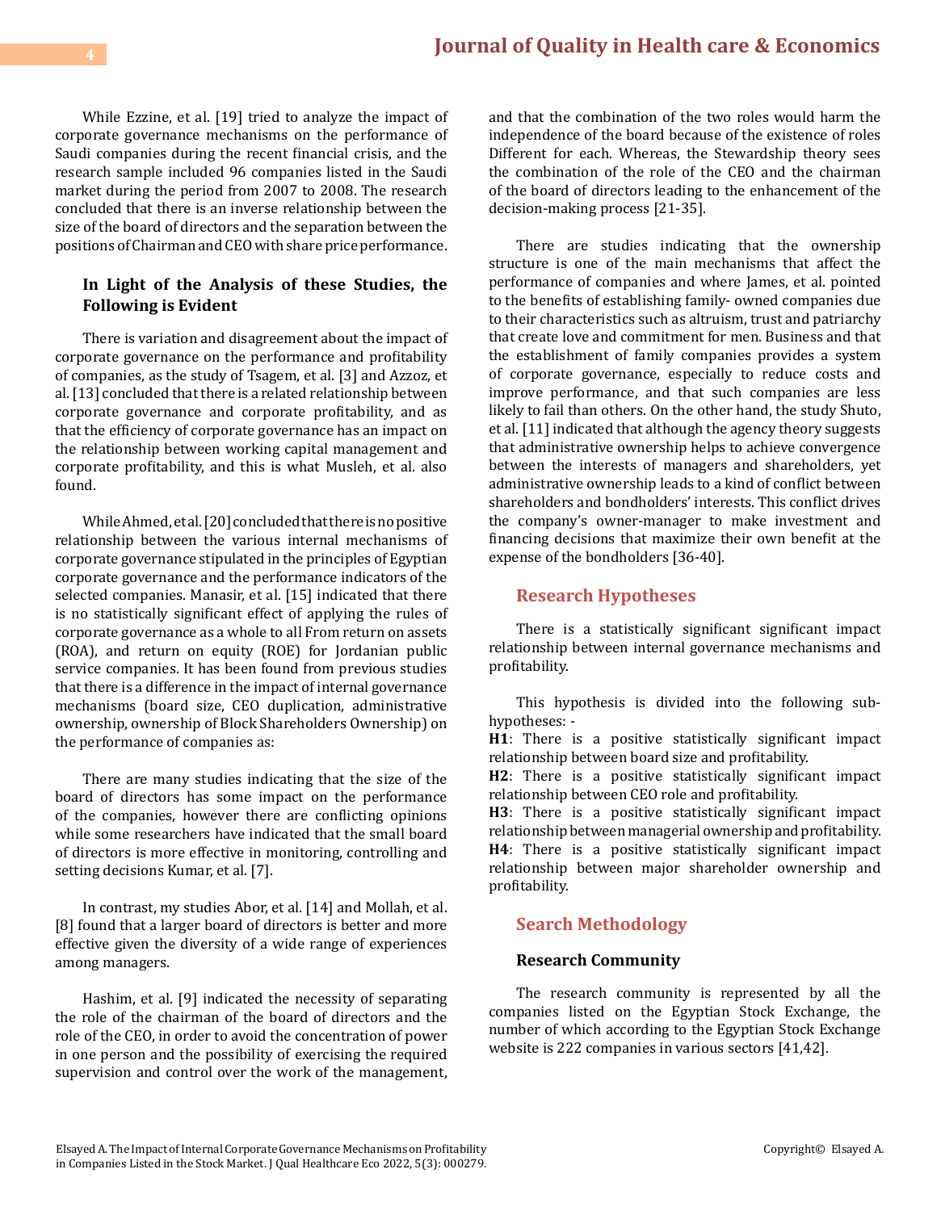While Ezzine, et al. [19] tried to analyze the impact of corporate governance mechanisms on the performance of Saudi companies during the recent financial crisis, and the research sample included 96 companies listed in the Saudi market during the period from 2007 to 2008. The research concluded that there is an inverse relationship between the size of the board of directors and the separation between the positions of Chairman and CEO with share price performance.

### In Light of the Analysis of these Studies, the Following is Evident

There is variation and disagreement about the impact of corporate governance on the performance and profitability of companies, as the study of Tsagem, et al. [3] and Azzoz, et al. [13] concluded that there is a related relationship between corporate governance and corporate profitability, and as that the efficiency of corporate governance has an impact on the relationship between working capital management and corporate profitability, and this is what Musleh, et al. also found.

While Ahmed, et al. [20] concluded that there is no positive relationship between the various internal mechanisms of corporate governance stipulated in the principles of Egyptian corporate governance and the performance indicators of the selected companies. Manasir, et al. [15] indicated that there is no statistically significant effect of applying the rules of corporate governance as a whole to all From return on assets (ROA), and return on equity (ROE) for Jordanian public service companies. It has been found from previous studies that there is a difference in the impact of internal governance mechanisms (board size, CEO duplication, administrative ownership, ownership of Block Shareholders Ownership) on the performance of companies as:

There are many studies indicating that the size of the board of directors has some impact on the performance of the companies, however there are conflicting opinions while some researchers have indicated that the small board of directors is more effective in monitoring, controlling and setting decisions Kumar, et al. [7].

In contrast, my studies Abor, et al. [14] and Mollah, et al. [8] found that a larger board of directors is better and more effective given the diversity of a wide range of experiences among managers.

Hashim, et al. [9] indicated the necessity of separating the role of the chairman of the board of directors and the role of the CEO, in order to avoid the concentration of power in one person and the possibility of exercising the required supervision and control over the work of the management, and that the combination of the two roles would harm the independence of the board because of the existence of roles Different for each. Whereas, the Stewardship theory sees the combination of the role of the CEO and the chairman of the board of directors leading to the enhancement of the decision-making process [21-35].

There are studies indicating that the ownership structure is one of the main mechanisms that affect the performance of companies and where James, et al. pointed to the benefits of establishing family- owned companies due to their characteristics such as altruism, trust and patriarchy that create love and commitment for men. Business and that the establishment of family companies provides a system of corporate governance, especially to reduce costs and improve performance, and that such companies are less likely to fail than others. On the other hand, the study Shuto, et al. [11] indicated that although the agency theory suggests that administrative ownership helps to achieve convergence between the interests of managers and shareholders, yet administrative ownership leads to a kind of conflict between shareholders and bondholders' interests. This conflict drives the company's owner-manager to make investment and financing decisions that maximize their own benefit at the expense of the bondholders [36-40].

## Research Hypotheses

There is a statistically significant significant impact relationship between internal governance mechanisms and profitability.

This hypothesis is divided into the following sub-hypotheses: -

**H1**: There is a positive statistically significant impact relationship between board size and profitability.

**H2**: There is a positive statistically significant impact relationship between CEO role and profitability.

**H3**: There is a positive statistically significant impact relationship between managerial ownership and profitability.

**H4**: There is a positive statistically significant impact relationship between major shareholder ownership and profitability.

## Search Methodology

### Research Community

The research community is represented by all the companies listed on the Egyptian Stock Exchange, the number of which according to the Egyptian Stock Exchange website is 222 companies in various sectors [41,42].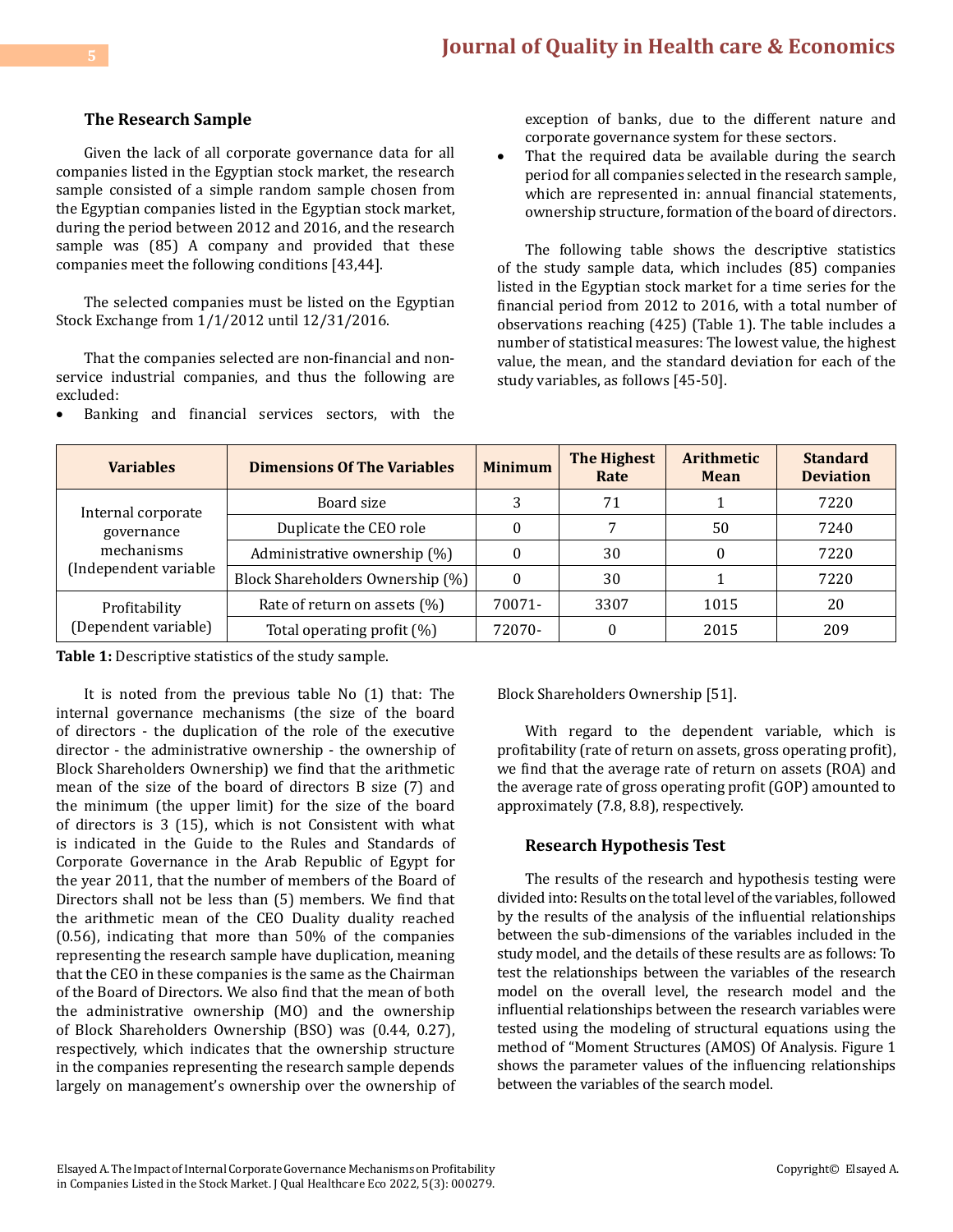### The Research Sample

Given the lack of all corporate governance data for all companies listed in the Egyptian stock market, the research sample consisted of a simple random sample chosen from the Egyptian companies listed in the Egyptian stock market, during the period between 2012 and 2016, and the research sample was (85) A company and provided that these companies meet the following conditions [43,44].

The selected companies must be listed on the Egyptian Stock Exchange from 1/1/2012 until 12/31/2016.

That the companies selected are non-financial and non-service industrial companies, and thus the following are excluded:

- Banking and financial services sectors, with the exception of banks, due to the different nature and corporate governance system for these sectors.
- That the required data be available during the search period for all companies selected in the research sample, which are represented in: annual financial statements, ownership structure, formation of the board of directors.

The following table shows the descriptive statistics of the study sample data, which includes (85) companies listed in the Egyptian stock market for a time series for the financial period from 2012 to 2016, with a total number of observations reaching (425) (Table 1). The table includes a number of statistical measures: The lowest value, the highest value, the mean, and the standard deviation for each of the study variables, as follows [45-50].

| Variables | Dimensions Of The Variables | Minimum | The Highest Rate | Arithmetic Mean | Standard Deviation |
|---|---|---|---|---|---|
| Internal corporate governance mechanisms (Independent variable | Board size | 3 | 71 | 1 | 7220 |
| | Duplicate the CEO role | 0 | 7 | 50 | 7240 |
| | Administrative ownership (%) | 0 | 30 | 0 | 7220 |
| | Block Shareholders Ownership (%) | 0 | 30 | 1 | 7220 |
| Profitability (Dependent variable) | Rate of return on assets (%) | 70071- | 3307 | 1015 | 20 |
| | Total operating profit (%) | 72070- | 0 | 2015 | 209 |

**Table 1:** Descriptive statistics of the study sample.

It is noted from the previous table No (1) that: The internal governance mechanisms (the size of the board of directors - the duplication of the role of the executive director - the administrative ownership - the ownership of Block Shareholders Ownership) we find that the arithmetic mean of the size of the board of directors B size (7) and the minimum (the upper limit) for the size of the board of directors is 3 (15), which is not Consistent with what is indicated in the Guide to the Rules and Standards of Corporate Governance in the Arab Republic of Egypt for the year 2011, that the number of members of the Board of Directors shall not be less than (5) members. We find that the arithmetic mean of the CEO Duality duality reached (0.56), indicating that more than 50% of the companies representing the research sample have duplication, meaning that the CEO in these companies is the same as the Chairman of the Board of Directors. We also find that the mean of both the administrative ownership (MO) and the ownership of Block Shareholders Ownership (BSO) was (0.44, 0.27), respectively, which indicates that the ownership structure in the companies representing the research sample depends largely on management's ownership over the ownership of Block Shareholders Ownership [51].

With regard to the dependent variable, which is profitability (rate of return on assets, gross operating profit), we find that the average rate of return on assets (ROA) and the average rate of gross operating profit (GOP) amounted to approximately (7.8, 8.8), respectively.

### Research Hypothesis Test

The results of the research and hypothesis testing were divided into: Results on the total level of the variables, followed by the results of the analysis of the influential relationships between the sub-dimensions of the variables included in the study model, and the details of these results are as follows: To test the relationships between the variables of the research model on the overall level, the research model and the influential relationships between the research variables were tested using the modeling of structural equations using the method of "Moment Structures (AMOS) Of Analysis. Figure 1 shows the parameter values of the influencing relationships between the variables of the search model.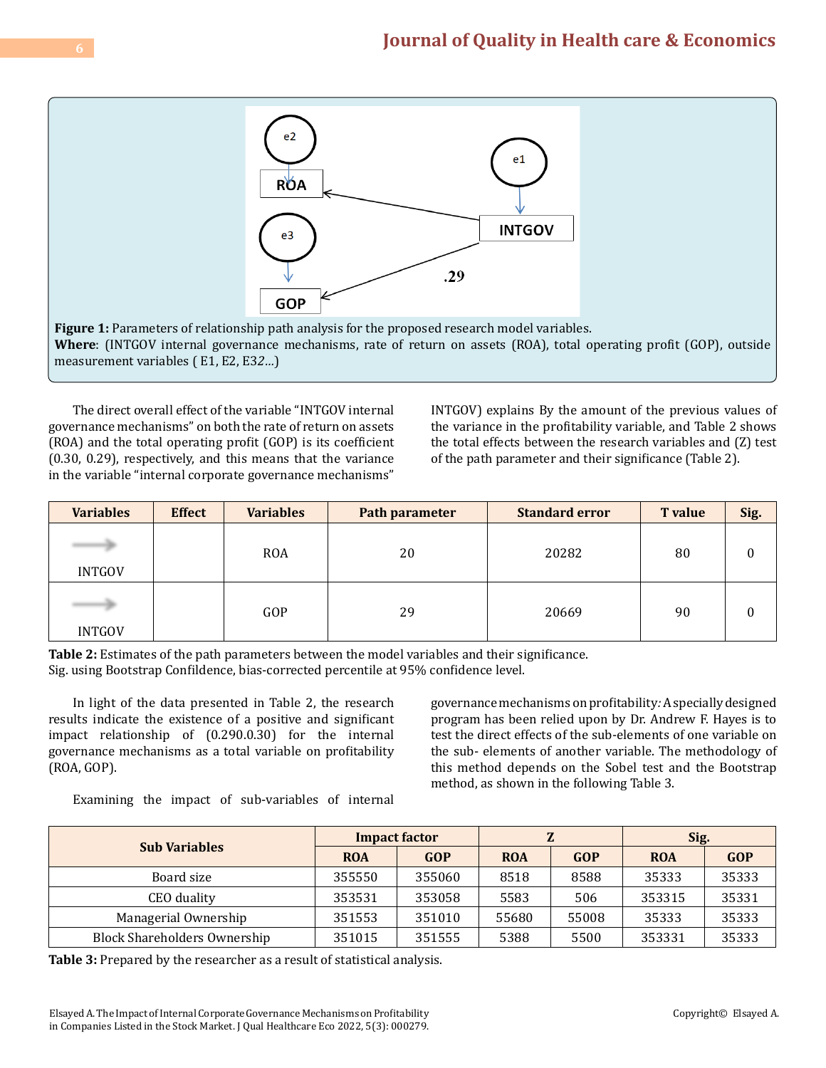**Figure 1:** Parameters of relationship path analysis for the proposed research model variables.
**Where**: (INTGOV internal governance mechanisms, rate of return on assets (ROA), total operating profit (GOP), outside measurement variables ( E1, E2, E32...)

The direct overall effect of the variable "INTGOV internal governance mechanisms" on both the rate of return on assets (ROA) and the total operating profit (GOP) is its coefficient (0.30, 0.29), respectively, and this means that the variance in the variable "internal corporate governance mechanisms" INTGOV) explains By the amount of the previous values of the variance in the profitability variable, and Table 2 shows the total effects between the research variables and (Z) test of the path parameter and their significance (Table 2).

| Variables | Effect | Variables | Path parameter | Standard error | T value | Sig. |
|---|---|---|---|---|---|---|
| INTGOV | → | ROA | 20 | 20282 | 80 | 0 |
| INTGOV | → | GOP | 29 | 20669 | 90 | 0 |

**Table 2:** Estimates of the path parameters between the model variables and their significance.
Sig. using Bootstrap Confildence, bias-corrected percentile at 95% confidence level.

In light of the data presented in Table 2, the research results indicate the existence of a positive and significant impact relationship of (0.290.0.30) for the internal governance mechanisms as a total variable on profitability (ROA, GOP).

Examining the impact of sub-variables of internal governance mechanisms on profitability*:* A specially designed program has been relied upon by Dr. Andrew F. Hayes is to test the direct effects of the sub-elements of one variable on the sub- elements of another variable. The methodology of this method depends on the Sobel test and the Bootstrap method, as shown in the following Table 3.

| Sub Variables | Impact factor | | Z | | Sig. | |
|---|---|---|---|---|---|---|
| | ROA | GOP | ROA | GOP | ROA | GOP |
| Board size | 355550 | 355060 | 8518 | 8588 | 35333 | 35333 |
| CEO duality | 353531 | 353058 | 5583 | 506 | 353315 | 35331 |
| Managerial Ownership | 351553 | 351010 | 55680 | 55008 | 35333 | 35333 |
| Block Shareholders Ownership | 351015 | 351555 | 5388 | 5500 | 353331 | 35333 |

**Table 3:** Prepared by the researcher as a result of statistical analysis.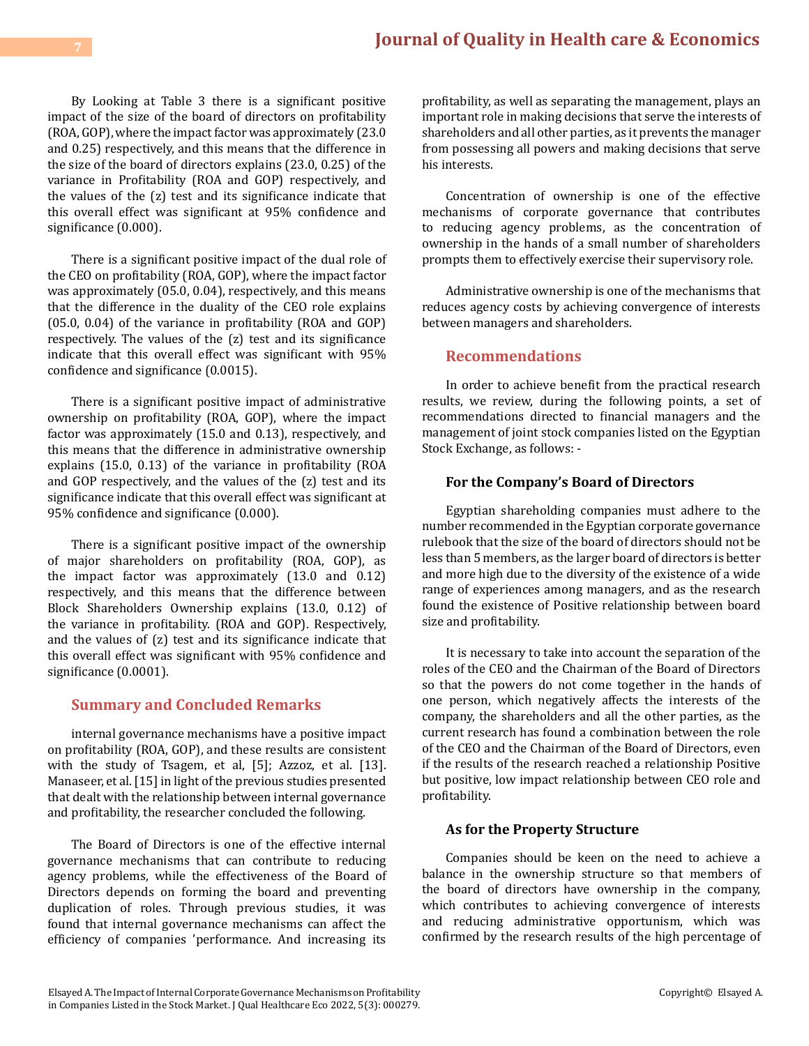By Looking at Table 3 there is a significant positive impact of the size of the board of directors on profitability (ROA, GOP), where the impact factor was approximately (23.0 and 0.25) respectively, and this means that the difference in the size of the board of directors explains (23.0, 0.25) of the variance in Profitability (ROA and GOP) respectively, and the values of the (z) test and its significance indicate that this overall effect was significant at 95% confidence and significance (0.000).

There is a significant positive impact of the dual role of the CEO on profitability (ROA, GOP), where the impact factor was approximately (05.0, 0.04), respectively, and this means that the difference in the duality of the CEO role explains (05.0, 0.04) of the variance in profitability (ROA and GOP) respectively. The values of the (z) test and its significance indicate that this overall effect was significant with 95% confidence and significance (0.0015).

There is a significant positive impact of administrative ownership on profitability (ROA, GOP), where the impact factor was approximately (15.0 and 0.13), respectively, and this means that the difference in administrative ownership explains (15.0, 0.13) of the variance in profitability (ROA and GOP respectively, and the values of the (z) test and its significance indicate that this overall effect was significant at 95% confidence and significance (0.000).

There is a significant positive impact of the ownership of major shareholders on profitability (ROA, GOP), as the impact factor was approximately (13.0 and 0.12) respectively, and this means that the difference between Block Shareholders Ownership explains (13.0, 0.12) of the variance in profitability. (ROA and GOP). Respectively, and the values of (z) test and its significance indicate that this overall effect was significant with 95% confidence and significance (0.0001).

## Summary and Concluded Remarks

internal governance mechanisms have a positive impact on profitability (ROA, GOP), and these results are consistent with the study of Tsagem, et al, [5]; Azzoz, et al. [13]. Manaseer, et al. [15] in light of the previous studies presented that dealt with the relationship between internal governance and profitability, the researcher concluded the following.

The Board of Directors is one of the effective internal governance mechanisms that can contribute to reducing agency problems, while the effectiveness of the Board of Directors depends on forming the board and preventing duplication of roles. Through previous studies, it was found that internal governance mechanisms can affect the efficiency of companies 'performance. And increasing its profitability, as well as separating the management, plays an important role in making decisions that serve the interests of shareholders and all other parties, as it prevents the manager from possessing all powers and making decisions that serve his interests.

Concentration of ownership is one of the effective mechanisms of corporate governance that contributes to reducing agency problems, as the concentration of ownership in the hands of a small number of shareholders prompts them to effectively exercise their supervisory role.

Administrative ownership is one of the mechanisms that reduces agency costs by achieving convergence of interests between managers and shareholders.

## Recommendations

In order to achieve benefit from the practical research results, we review, during the following points, a set of recommendations directed to financial managers and the management of joint stock companies listed on the Egyptian Stock Exchange, as follows: -

### For the Company's Board of Directors

Egyptian shareholding companies must adhere to the number recommended in the Egyptian corporate governance rulebook that the size of the board of directors should not be less than 5 members, as the larger board of directors is better and more high due to the diversity of the existence of a wide range of experiences among managers, and as the research found the existence of Positive relationship between board size and profitability.

It is necessary to take into account the separation of the roles of the CEO and the Chairman of the Board of Directors so that the powers do not come together in the hands of one person, which negatively affects the interests of the company, the shareholders and all the other parties, as the current research has found a combination between the role of the CEO and the Chairman of the Board of Directors, even if the results of the research reached a relationship Positive but positive, low impact relationship between CEO role and profitability.

### As for the Property Structure

Companies should be keen on the need to achieve a balance in the ownership structure so that members of the board of directors have ownership in the company, which contributes to achieving convergence of interests and reducing administrative opportunism, which was confirmed by the research results of the high percentage of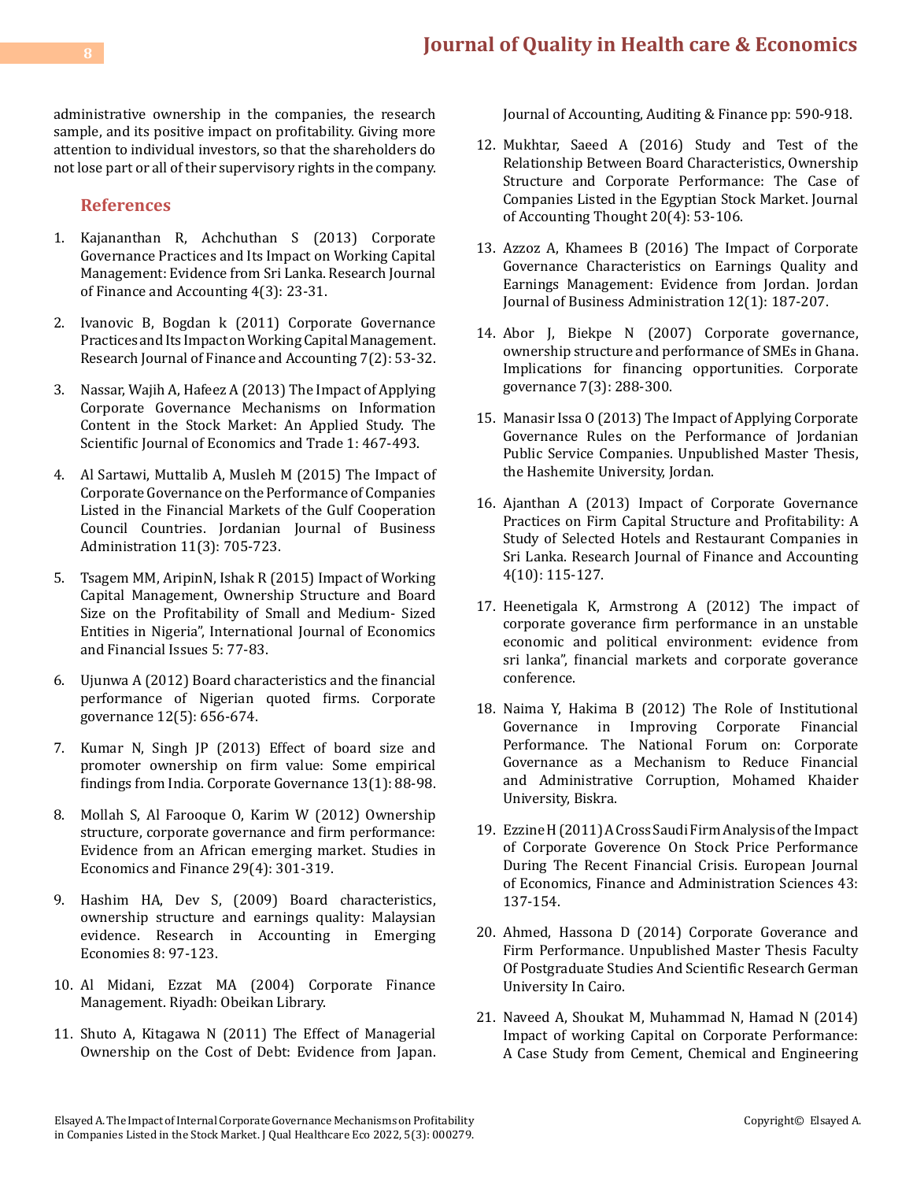administrative ownership in the companies, the research sample, and its positive impact on profitability. Giving more attention to individual investors, so that the shareholders do not lose part or all of their supervisory rights in the company.

## References

1. Kajananthan R, Achchuthan S (2013) Corporate Governance Practices and Its Impact on Working Capital Management: Evidence from Sri Lanka. Research Journal of Finance and Accounting 4(3): 23-31.
2. Ivanovic B, Bogdan k (2011) Corporate Governance Practices and Its Impact on Working Capital Management. Research Journal of Finance and Accounting 7(2): 53-32.
3. Nassar, Wajih A, Hafeez A (2013) The Impact of Applying Corporate Governance Mechanisms on Information Content in the Stock Market: An Applied Study. The Scientific Journal of Economics and Trade 1: 467-493.
4. Al Sartawi, Muttalib A, Musleh M (2015) The Impact of Corporate Governance on the Performance of Companies Listed in the Financial Markets of the Gulf Cooperation Council Countries. Jordanian Journal of Business Administration 11(3): 705-723.
5. Tsagem MM, AripinN, Ishak R (2015) Impact of Working Capital Management, Ownership Structure and Board Size on the Profitability of Small and Medium- Sized Entities in Nigeria", International Journal of Economics and Financial Issues 5: 77-83.
6. Ujunwa A (2012) Board characteristics and the financial performance of Nigerian quoted firms. Corporate governance 12(5): 656-674.
7. Kumar N, Singh JP (2013) Effect of board size and promoter ownership on firm value: Some empirical findings from India. Corporate Governance 13(1): 88-98.
8. Mollah S, Al Farooque O, Karim W (2012) Ownership structure, corporate governance and firm performance: Evidence from an African emerging market. Studies in Economics and Finance 29(4): 301-319.
9. Hashim HA, Dev S, (2009) Board characteristics, ownership structure and earnings quality: Malaysian evidence. Research in Accounting in Emerging Economies 8: 97-123.
10. Al Midani, Ezzat MA (2004) Corporate Finance Management. Riyadh: Obeikan Library.
11. Shuto A, Kitagawa N (2011) The Effect of Managerial Ownership on the Cost of Debt: Evidence from Japan. Journal of Accounting, Auditing & Finance pp: 590-918.
12. Mukhtar, Saeed A (2016) Study and Test of the Relationship Between Board Characteristics, Ownership Structure and Corporate Performance: The Case of Companies Listed in the Egyptian Stock Market. Journal of Accounting Thought 20(4): 53-106.
13. Azzoz A, Khamees B (2016) The Impact of Corporate Governance Characteristics on Earnings Quality and Earnings Management: Evidence from Jordan. Jordan Journal of Business Administration 12(1): 187-207.
14. Abor J, Biekpe N (2007) Corporate governance, ownership structure and performance of SMEs in Ghana. Implications for financing opportunities. Corporate governance 7(3): 288-300.
15. Manasir Issa O (2013) The Impact of Applying Corporate Governance Rules on the Performance of Jordanian Public Service Companies. Unpublished Master Thesis, the Hashemite University, Jordan.
16. Ajanthan A (2013) Impact of Corporate Governance Practices on Firm Capital Structure and Profitability: A Study of Selected Hotels and Restaurant Companies in Sri Lanka. Research Journal of Finance and Accounting 4(10): 115-127.
17. Heenetigala K, Armstrong A (2012) The impact of corporate goverance firm performance in an unstable economic and political environment: evidence from sri lanka", financial markets and corporate goverance conference.
18. Naima Y, Hakima B (2012) The Role of Institutional Governance in Improving Corporate Financial Performance. The National Forum on: Corporate Governance as a Mechanism to Reduce Financial and Administrative Corruption, Mohamed Khaider University, Biskra.
19. Ezzine H (2011) A Cross Saudi Firm Analysis of the Impact of Corporate Goverence On Stock Price Performance During The Recent Financial Crisis. European Journal of Economics, Finance and Administration Sciences 43: 137-154.
20. Ahmed, Hassona D (2014) Corporate Goverance and Firm Performance. Unpublished Master Thesis Faculty Of Postgraduate Studies And Scientific Research German University In Cairo.
21. Naveed A, Shoukat M, Muhammad N, Hamad N (2014) Impact of working Capital on Corporate Performance: A Case Study from Cement, Chemical and Engineering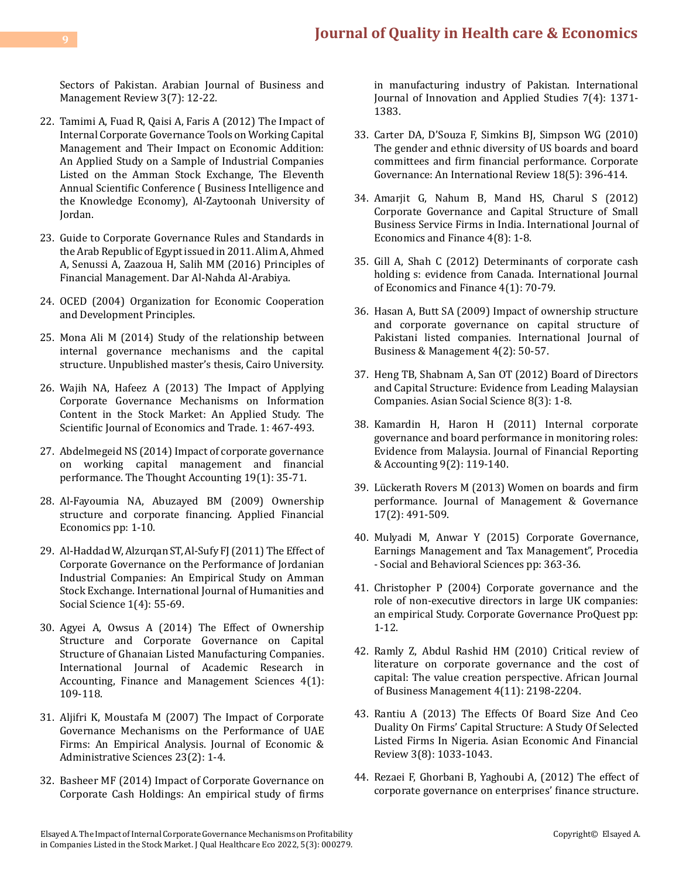Sectors of Pakistan. Arabian Journal of Business and Management Review 3(7): 12-22.

22. Tamimi A, Fuad R, Qaisi A, Faris A (2012) The Impact of Internal Corporate Governance Tools on Working Capital Management and Their Impact on Economic Addition: An Applied Study on a Sample of Industrial Companies Listed on the Amman Stock Exchange, The Eleventh Annual Scientific Conference ( Business Intelligence and the Knowledge Economy), Al-Zaytoonah University of Jordan.

23. Guide to Corporate Governance Rules and Standards in the Arab Republic of Egypt issued in 2011. Alim A, Ahmed A, Senussi A, Zaazoua H, Salih MM (2016) Principles of Financial Management. Dar Al-Nahda Al-Arabiya.

24. OCED (2004) Organization for Economic Cooperation and Development Principles.

25. Mona Ali M (2014) Study of the relationship between internal governance mechanisms and the capital structure. Unpublished master's thesis, Cairo University.

26. Wajih NA, Hafeez A (2013) The Impact of Applying Corporate Governance Mechanisms on Information Content in the Stock Market: An Applied Study. The Scientific Journal of Economics and Trade. 1: 467-493.

27. Abdelmegeid NS (2014) Impact of corporate governance on working capital management and financial performance. The Thought Accounting 19(1): 35-71.

28. Al-Fayoumia NA, Abuzayed BM (2009) Ownership structure and corporate financing. Applied Financial Economics pp: 1-10.

29. Al-Haddad W, Alzurqan ST, Al-Sufy FJ (2011) The Effect of Corporate Governance on the Performance of Jordanian Industrial Companies: An Empirical Study on Amman Stock Exchange. International Journal of Humanities and Social Science 1(4): 55-69.

30. Agyei A, Owsus A (2014) The Effect of Ownership Structure and Corporate Governance on Capital Structure of Ghanaian Listed Manufacturing Companies. International Journal of Academic Research in Accounting, Finance and Management Sciences 4(1): 109-118.

31. Aljifri K, Moustafa M (2007) The Impact of Corporate Governance Mechanisms on the Performance of UAE Firms: An Empirical Analysis. Journal of Economic & Administrative Sciences 23(2): 1-4.

32. Basheer MF (2014) Impact of Corporate Governance on Corporate Cash Holdings: An empirical study of firms in manufacturing industry of Pakistan. International Journal of Innovation and Applied Studies 7(4): 1371-1383.

33. Carter DA, D'Souza F, Simkins BJ, Simpson WG (2010) The gender and ethnic diversity of US boards and board committees and firm financial performance. Corporate Governance: An International Review 18(5): 396-414.

34. Amarjit G, Nahum B, Mand HS, Charul S (2012) Corporate Governance and Capital Structure of Small Business Service Firms in India. International Journal of Economics and Finance 4(8): 1-8.

35. Gill A, Shah C (2012) Determinants of corporate cash holding s: evidence from Canada. International Journal of Economics and Finance 4(1): 70-79.

36. Hasan A, Butt SA (2009) Impact of ownership structure and corporate governance on capital structure of Pakistani listed companies. International Journal of Business & Management 4(2): 50-57.

37. Heng TB, Shabnam A, San OT (2012) Board of Directors and Capital Structure: Evidence from Leading Malaysian Companies. Asian Social Science 8(3): 1-8.

38. Kamardin H, Haron H (2011) Internal corporate governance and board performance in monitoring roles: Evidence from Malaysia. Journal of Financial Reporting & Accounting 9(2): 119-140.

39. Lückerath Rovers M (2013) Women on boards and firm performance. Journal of Management & Governance 17(2): 491-509.

40. Mulyadi M, Anwar Y (2015) Corporate Governance, Earnings Management and Tax Management", Procedia - Social and Behavioral Sciences pp: 363-36.

41. Christopher P (2004) Corporate governance and the role of non-executive directors in large UK companies: an empirical Study. Corporate Governance ProQuest pp: 1-12.

42. Ramly Z, Abdul Rashid HM (2010) Critical review of literature on corporate governance and the cost of capital: The value creation perspective. African Journal of Business Management 4(11): 2198-2204.

43. Rantiu A (2013) The Effects Of Board Size And Ceo Duality On Firms' Capital Structure: A Study Of Selected Listed Firms In Nigeria. Asian Economic And Financial Review 3(8): 1033-1043.

44. Rezaei F, Ghorbani B, Yaghoubi A, (2012) The effect of corporate governance on enterprises' finance structure.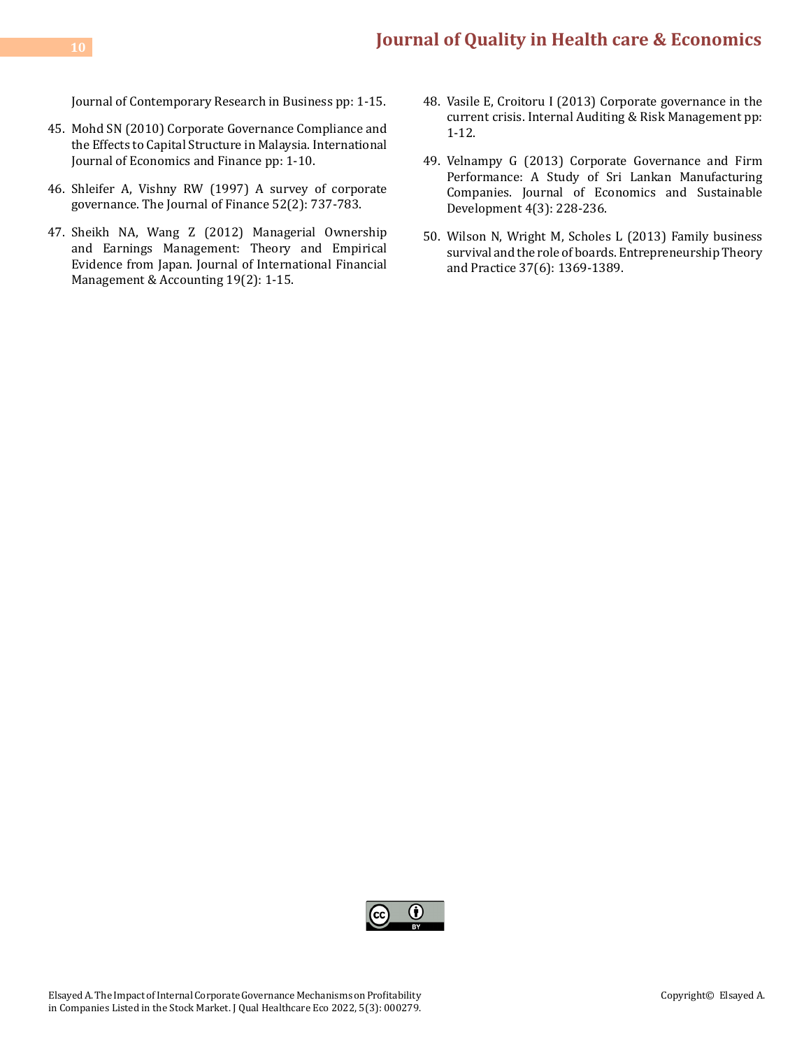Journal of Contemporary Research in Business pp: 1-15.

45. Mohd SN (2010) Corporate Governance Compliance and the Effects to Capital Structure in Malaysia. International Journal of Economics and Finance pp: 1-10.

46. Shleifer A, Vishny RW (1997) A survey of corporate governance. The Journal of Finance 52(2): 737-783.

47. Sheikh NA, Wang Z (2012) Managerial Ownership and Earnings Management: Theory and Empirical Evidence from Japan. Journal of International Financial Management & Accounting 19(2): 1-15.

48. Vasile E, Croitoru I (2013) Corporate governance in the current crisis. Internal Auditing & Risk Management pp: 1-12.

49. Velnampy G (2013) Corporate Governance and Firm Performance: A Study of Sri Lankan Manufacturing Companies. Journal of Economics and Sustainable Development 4(3): 228-236.

50. Wilson N, Wright M, Scholes L (2013) Family business survival and the role of boards. Entrepreneurship Theory and Practice 37(6): 1369-1389.